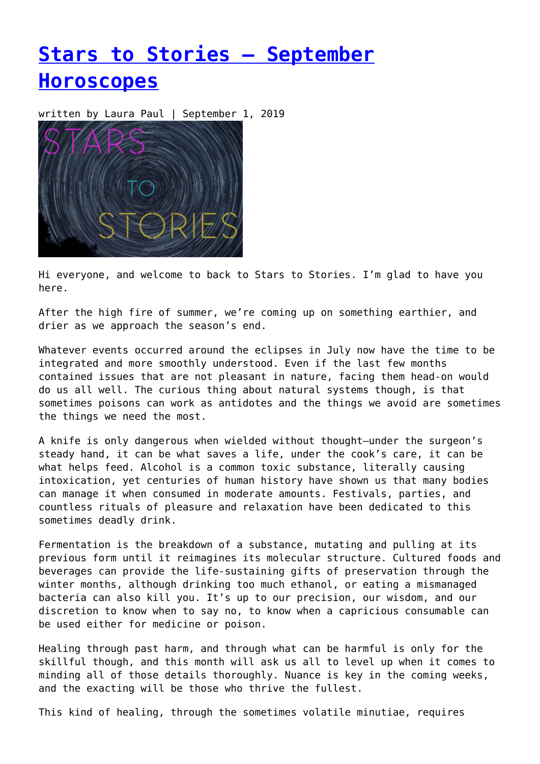# Stars to Stories – September Horoscopes

written by Laura Paul | September 1, 2019

Hi everyone, and welcome to back to Stars to Stories. I'm glad to have you here.

After the high fire of summer, we're coming up on something earthier, and drier as we approach the season's end.

Whatever events occurred around the eclipses in July now have the time to be integrated and more smoothly understood. Even if the last few months contained issues that are not pleasant in nature, facing them head-on would do us all well. The curious thing about natural systems though, is that sometimes poisons can work as antidotes and the things we avoid are sometimes the things we need the most.

A knife is only dangerous when wielded without thought—under the surgeon's steady hand, it can be what saves a life, under the cook's care, it can be what helps feed. Alcohol is a common toxic substance, literally causing intoxication, yet centuries of human history have shown us that many bodies can manage it when consumed in moderate amounts. Festivals, parties, and countless rituals of pleasure and relaxation have been dedicated to this sometimes deadly drink.

Fermentation is the breakdown of a substance, mutating and pulling at its previous form until it reimagines its molecular structure. Cultured foods and beverages can provide the life-sustaining gifts of preservation through the winter months, although drinking too much ethanol, or eating a mismanaged bacteria can also kill you. It's up to our precision, our wisdom, and our discretion to know when to say no, to know when a capricious consumable can be used either for medicine or poison.

Healing through past harm, and through what can be harmful is only for the skillful though, and this month will ask us all to level up when it comes to minding all of those details thoroughly. Nuance is key in the coming weeks, and the exacting will be those who thrive the fullest.

This kind of healing, through the sometimes volatile minutiae, requires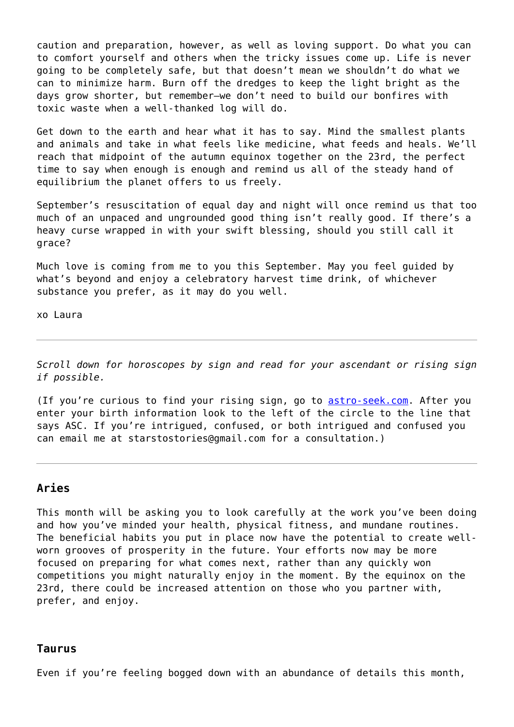caution and preparation, however, as well as loving support. Do what you can to comfort yourself and others when the tricky issues come up. Life is never going to be completely safe, but that doesn't mean we shouldn't do what we can to minimize harm. Burn off the dredges to keep the light bright as the days grow shorter, but remember—we don't need to build our bonfires with toxic waste when a well-thanked log will do.

Get down to the earth and hear what it has to say. Mind the smallest plants and animals and take in what feels like medicine, what feeds and heals. We'll reach that midpoint of the autumn equinox together on the 23rd, the perfect time to say when enough is enough and remind us all of the steady hand of equilibrium the planet offers to us freely.

September's resuscitation of equal day and night will once remind us that too much of an unpaced and ungrounded good thing isn't really good. If there's a heavy curse wrapped in with your swift blessing, should you still call it grace?

Much love is coming from me to you this September. May you feel guided by what's beyond and enjoy a celebratory harvest time drink, of whichever substance you prefer, as it may do you well.

xo Laura

---

*Scroll down for horoscopes by sign and read for your ascendant or rising sign if possible.*

(If you're curious to find your rising sign, go to [astro-seek.com](astro-seek.com). After you enter your birth information look to the left of the circle to the line that says ASC. If you're intrigued, confused, or both intrigued and confused you can email me at starstostories@gmail.com for a consultation.)

---

### Aries

This month will be asking you to look carefully at the work you've been doing and how you've minded your health, physical fitness, and mundane routines. The beneficial habits you put in place now have the potential to create well-worn grooves of prosperity in the future. Your efforts now may be more focused on preparing for what comes next, rather than any quickly won competitions you might naturally enjoy in the moment. By the equinox on the 23rd, there could be increased attention on those who you partner with, prefer, and enjoy.

### Taurus

Even if you're feeling bogged down with an abundance of details this month,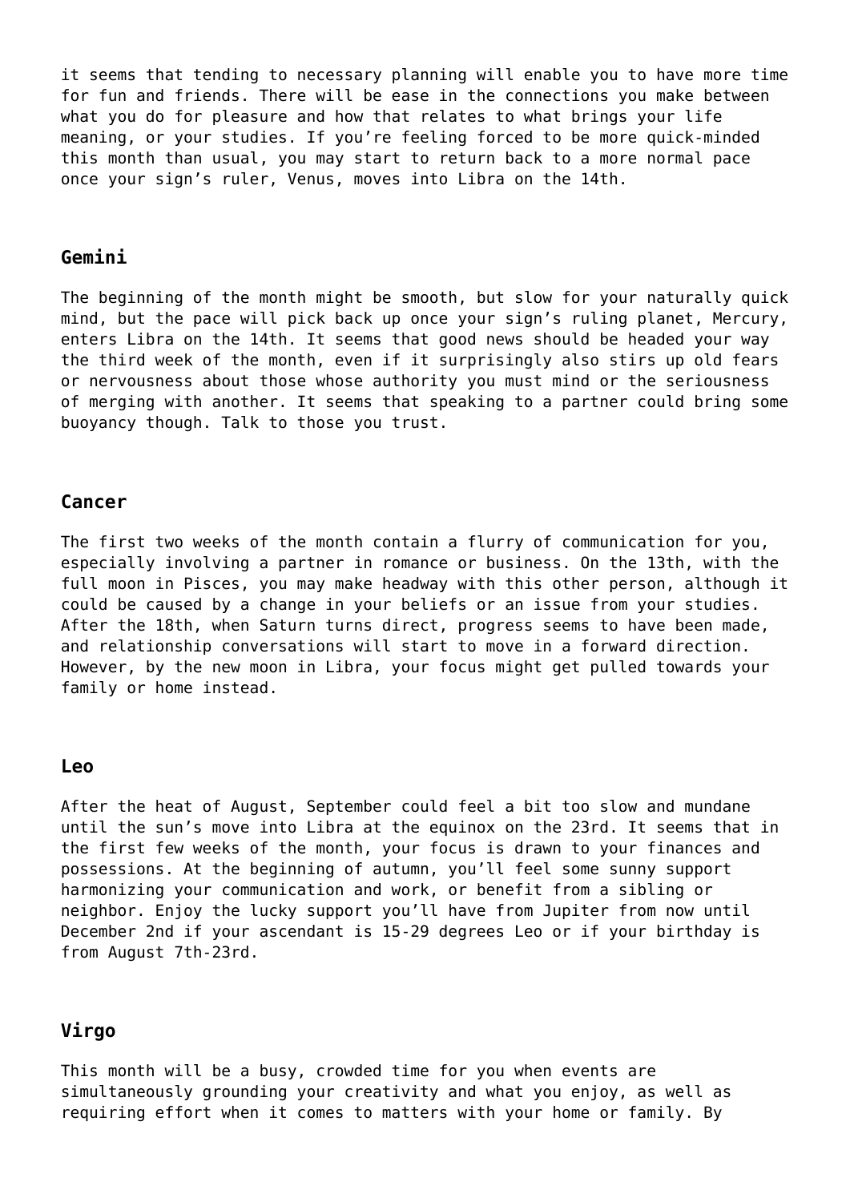it seems that tending to necessary planning will enable you to have more time for fun and friends. There will be ease in the connections you make between what you do for pleasure and how that relates to what brings your life meaning, or your studies. If you're feeling forced to be more quick-minded this month than usual, you may start to return back to a more normal pace once your sign's ruler, Venus, moves into Libra on the 14th.

### Gemini

The beginning of the month might be smooth, but slow for your naturally quick mind, but the pace will pick back up once your sign's ruling planet, Mercury, enters Libra on the 14th. It seems that good news should be headed your way the third week of the month, even if it surprisingly also stirs up old fears or nervousness about those whose authority you must mind or the seriousness of merging with another. It seems that speaking to a partner could bring some buoyancy though. Talk to those you trust.

### Cancer

The first two weeks of the month contain a flurry of communication for you, especially involving a partner in romance or business. On the 13th, with the full moon in Pisces, you may make headway with this other person, although it could be caused by a change in your beliefs or an issue from your studies. After the 18th, when Saturn turns direct, progress seems to have been made, and relationship conversations will start to move in a forward direction. However, by the new moon in Libra, your focus might get pulled towards your family or home instead.

### Leo

After the heat of August, September could feel a bit too slow and mundane until the sun's move into Libra at the equinox on the 23rd. It seems that in the first few weeks of the month, your focus is drawn to your finances and possessions. At the beginning of autumn, you'll feel some sunny support harmonizing your communication and work, or benefit from a sibling or neighbor. Enjoy the lucky support you'll have from Jupiter from now until December 2nd if your ascendant is 15-29 degrees Leo or if your birthday is from August 7th-23rd.

### Virgo

This month will be a busy, crowded time for you when events are simultaneously grounding your creativity and what you enjoy, as well as requiring effort when it comes to matters with your home or family. By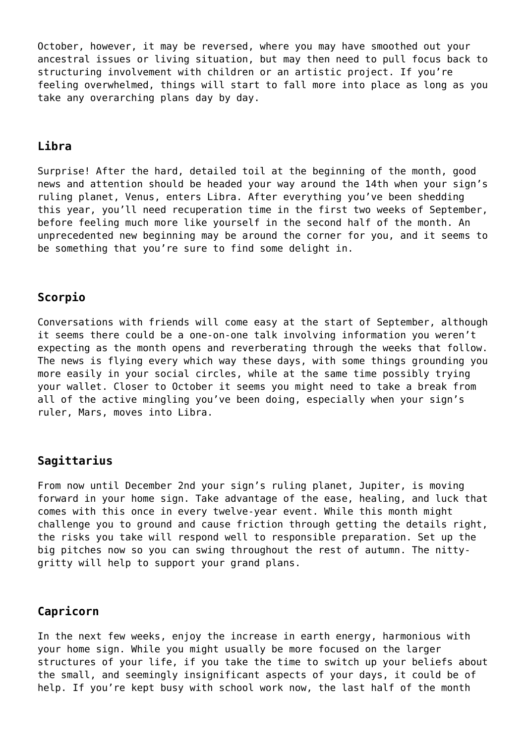October, however, it may be reversed, where you may have smoothed out your ancestral issues or living situation, but may then need to pull focus back to structuring involvement with children or an artistic project. If you're feeling overwhelmed, things will start to fall more into place as long as you take any overarching plans day by day.

### Libra

Surprise! After the hard, detailed toil at the beginning of the month, good news and attention should be headed your way around the 14th when your sign's ruling planet, Venus, enters Libra. After everything you've been shedding this year, you'll need recuperation time in the first two weeks of September, before feeling much more like yourself in the second half of the month. An unprecedented new beginning may be around the corner for you, and it seems to be something that you're sure to find some delight in.

### Scorpio

Conversations with friends will come easy at the start of September, although it seems there could be a one-on-one talk involving information you weren't expecting as the month opens and reverberating through the weeks that follow. The news is flying every which way these days, with some things grounding you more easily in your social circles, while at the same time possibly trying your wallet. Closer to October it seems you might need to take a break from all of the active mingling you've been doing, especially when your sign's ruler, Mars, moves into Libra.

### Sagittarius

From now until December 2nd your sign's ruling planet, Jupiter, is moving forward in your home sign. Take advantage of the ease, healing, and luck that comes with this once in every twelve-year event. While this month might challenge you to ground and cause friction through getting the details right, the risks you take will respond well to responsible preparation. Set up the big pitches now so you can swing throughout the rest of autumn. The nitty-gritty will help to support your grand plans.

### Capricorn

In the next few weeks, enjoy the increase in earth energy, harmonious with your home sign. While you might usually be more focused on the larger structures of your life, if you take the time to switch up your beliefs about the small, and seemingly insignificant aspects of your days, it could be of help. If you're kept busy with school work now, the last half of the month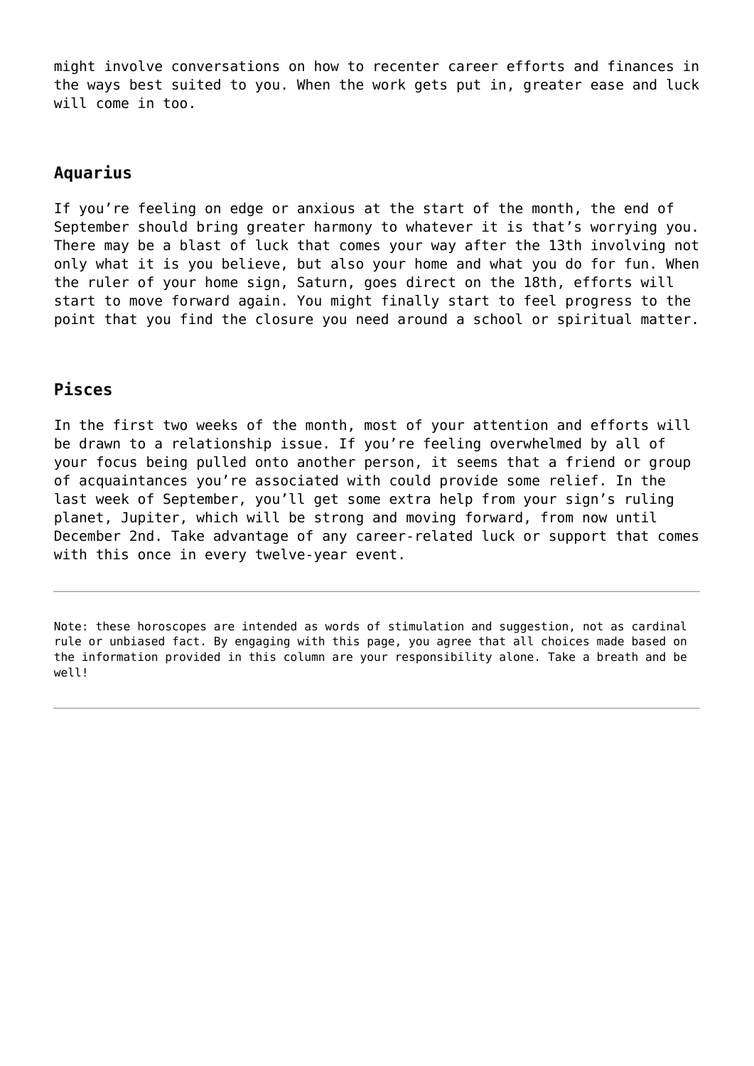might involve conversations on how to recenter career efforts and finances in the ways best suited to you. When the work gets put in, greater ease and luck will come in too.

### Aquarius

If you're feeling on edge or anxious at the start of the month, the end of September should bring greater harmony to whatever it is that's worrying you. There may be a blast of luck that comes your way after the 13th involving not only what it is you believe, but also your home and what you do for fun. When the ruler of your home sign, Saturn, goes direct on the 18th, efforts will start to move forward again. You might finally start to feel progress to the point that you find the closure you need around a school or spiritual matter.

### Pisces

In the first two weeks of the month, most of your attention and efforts will be drawn to a relationship issue. If you're feeling overwhelmed by all of your focus being pulled onto another person, it seems that a friend or group of acquaintances you're associated with could provide some relief. In the last week of September, you'll get some extra help from your sign's ruling planet, Jupiter, which will be strong and moving forward, from now until December 2nd. Take advantage of any career-related luck or support that comes with this once in every twelve-year event.

---

Note: these horoscopes are intended as words of stimulation and suggestion, not as cardinal rule or unbiased fact. By engaging with this page, you agree that all choices made based on the information provided in this column are your responsibility alone. Take a breath and be well!

---